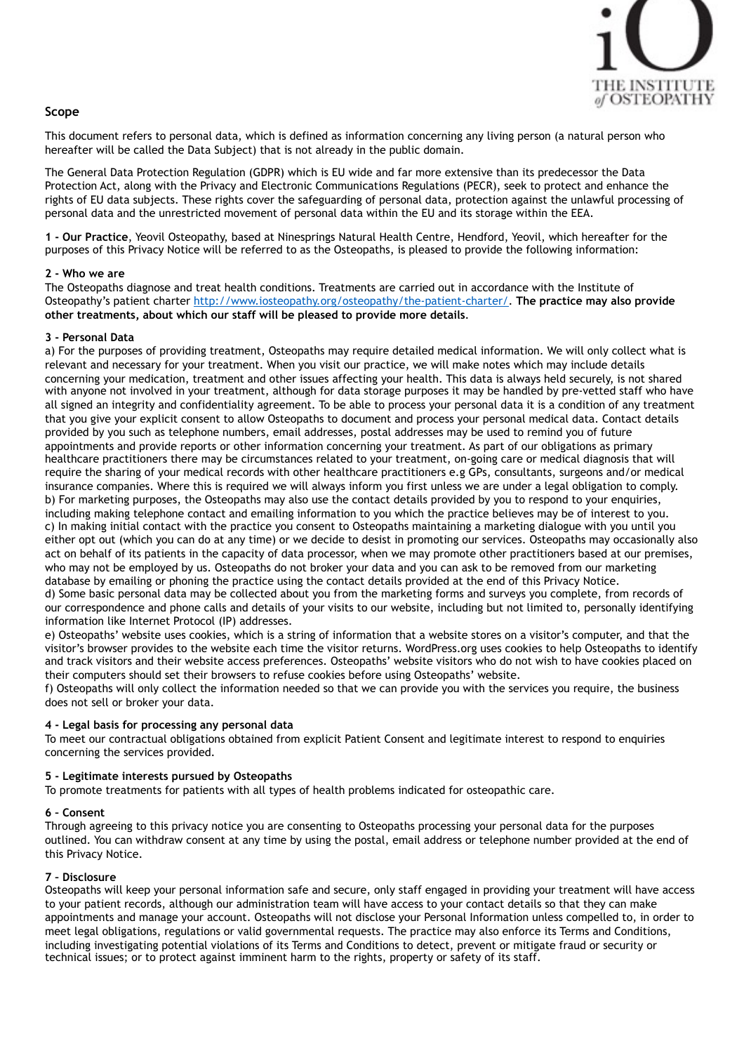## Scope

This document refers to personal data, which is defined as information concerning any living person (a natural person who hereafter will be called the Data Subject) that is not already in the public domain.

The General Data Protection Regulation (GDPR) which is EU wide and far more extensive than its predecessor the Data Protection Act, along with the Privacy and Electronic Communications Regulations (PECR), seek to protect and enhance the rights of EU data subjects. These rights cover the safeguarding of personal data, protection against the unlawful processing of personal data and the unrestricted movement of personal data within the EU and its storage within the EEA.

**1 - Our Practice**, Yeovil Osteopathy, based at Ninesprings Natural Health Centre, Hendford, Yeovil, which hereafter for the purposes of this Privacy Notice will be referred to as the Osteopaths, is pleased to provide the following information:

**2 - Who we are**
The Osteopaths diagnose and treat health conditions. Treatments are carried out in accordance with the Institute of Osteopathy's patient charter [http://www.iosteopathy.org/osteopathy/the-patient-charter/](http://www.iosteopathy.org/osteopathy/the-patient-charter/). **The practice may also provide other treatments, about which our staff will be pleased to provide more details**.

**3 - Personal Data**
a) For the purposes of providing treatment, Osteopaths may require detailed medical information. We will only collect what is relevant and necessary for your treatment. When you visit our practice, we will make notes which may include details concerning your medication, treatment and other issues affecting your health. This data is always held securely, is not shared with anyone not involved in your treatment, although for data storage purposes it may be handled by pre-vetted staff who have all signed an integrity and confidentiality agreement. To be able to process your personal data it is a condition of any treatment that you give your explicit consent to allow Osteopaths to document and process your personal medical data. Contact details provided by you such as telephone numbers, email addresses, postal addresses may be used to remind you of future appointments and provide reports or other information concerning your treatment. As part of our obligations as primary healthcare practitioners there may be circumstances related to your treatment, on-going care or medical diagnosis that will require the sharing of your medical records with other healthcare practitioners e.g GPs, consultants, surgeons and/or medical insurance companies. Where this is required we will always inform you first unless we are under a legal obligation to comply.
b) For marketing purposes, the Osteopaths may also use the contact details provided by you to respond to your enquiries, including making telephone contact and emailing information to you which the practice believes may be of interest to you.
c) In making initial contact with the practice you consent to Osteopaths maintaining a marketing dialogue with you until you either opt out (which you can do at any time) or we decide to desist in promoting our services. Osteopaths may occasionally also act on behalf of its patients in the capacity of data processor, when we may promote other practitioners based at our premises, who may not be employed by us. Osteopaths do not broker your data and you can ask to be removed from our marketing database by emailing or phoning the practice using the contact details provided at the end of this Privacy Notice.
d) Some basic personal data may be collected about you from the marketing forms and surveys you complete, from records of our correspondence and phone calls and details of your visits to our website, including but not limited to, personally identifying information like Internet Protocol (IP) addresses.
e) Osteopaths' website uses cookies, which is a string of information that a website stores on a visitor's computer, and that the visitor's browser provides to the website each time the visitor returns. WordPress.org uses cookies to help Osteopaths to identify and track visitors and their website access preferences. Osteopaths' website visitors who do not wish to have cookies placed on their computers should set their browsers to refuse cookies before using Osteopaths' website.
f) Osteopaths will only collect the information needed so that we can provide you with the services you require, the business does not sell or broker your data.

**4 - Legal basis for processing any personal data**
To meet our contractual obligations obtained from explicit Patient Consent and legitimate interest to respond to enquiries concerning the services provided.

**5 - Legitimate interests pursued by Osteopaths**
To promote treatments for patients with all types of health problems indicated for osteopathic care.

**6 – Consent**
Through agreeing to this privacy notice you are consenting to Osteopaths processing your personal data for the purposes outlined. You can withdraw consent at any time by using the postal, email address or telephone number provided at the end of this Privacy Notice.

**7 – Disclosure**
Osteopaths will keep your personal information safe and secure, only staff engaged in providing your treatment will have access to your patient records, although our administration team will have access to your contact details so that they can make appointments and manage your account. Osteopaths will not disclose your Personal Information unless compelled to, in order to meet legal obligations, regulations or valid governmental requests. The practice may also enforce its Terms and Conditions, including investigating potential violations of its Terms and Conditions to detect, prevent or mitigate fraud or security or technical issues; or to protect against imminent harm to the rights, property or safety of its staff.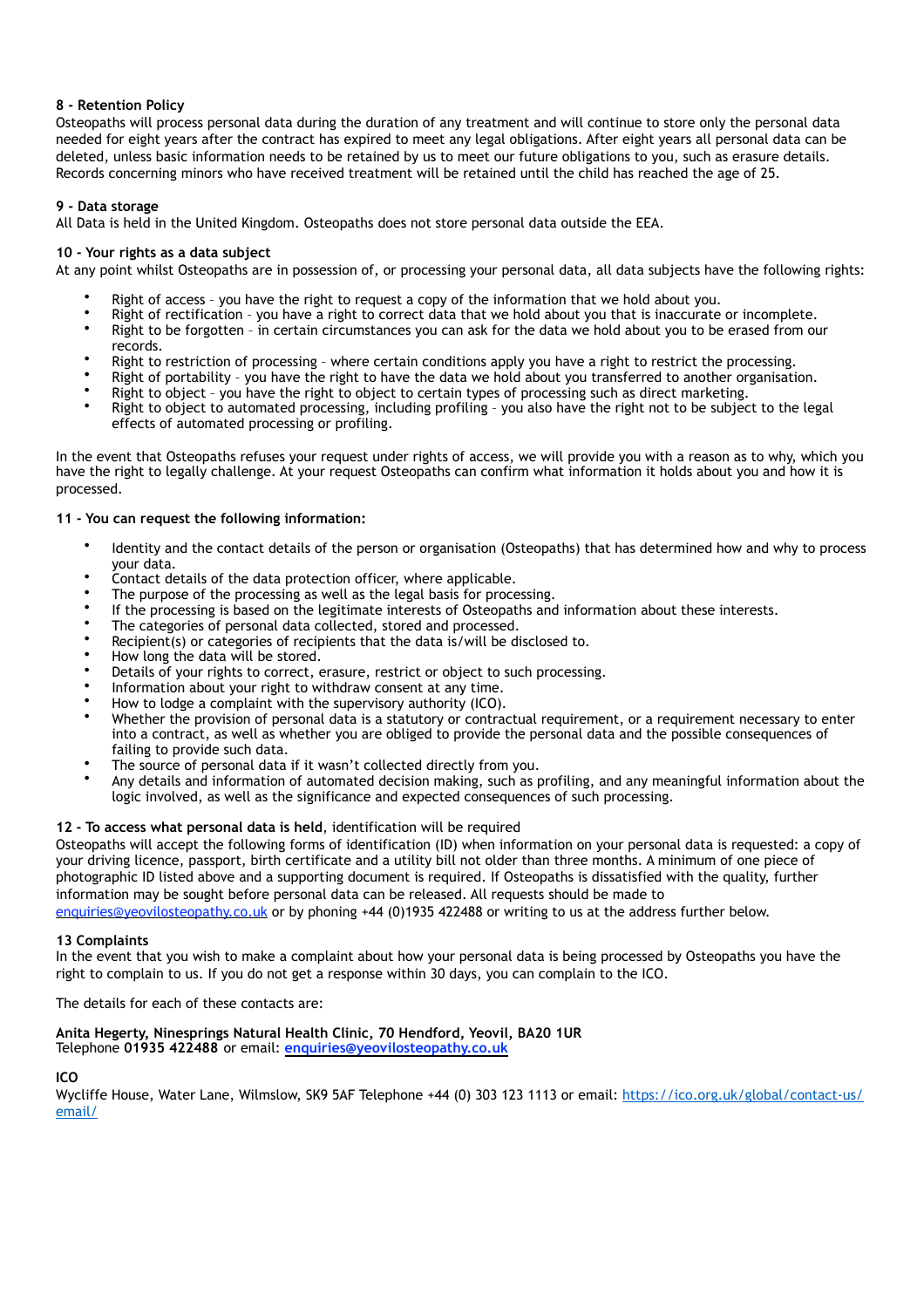### 8 - Retention Policy

Osteopaths will process personal data during the duration of any treatment and will continue to store only the personal data needed for eight years after the contract has expired to meet any legal obligations. After eight years all personal data can be deleted, unless basic information needs to be retained by us to meet our future obligations to you, such as erasure details. Records concerning minors who have received treatment will be retained until the child has reached the age of 25.

### 9 - Data storage

All Data is held in the United Kingdom. Osteopaths does not store personal data outside the EEA.

### 10 - Your rights as a data subject

At any point whilst Osteopaths are in possession of, or processing your personal data, all data subjects have the following rights:

- Right of access – you have the right to request a copy of the information that we hold about you.
- Right of rectification – you have a right to correct data that we hold about you that is inaccurate or incomplete.
- Right to be forgotten – in certain circumstances you can ask for the data we hold about you to be erased from our records.
- Right to restriction of processing – where certain conditions apply you have a right to restrict the processing.
- Right of portability – you have the right to have the data we hold about you transferred to another organisation.
- Right to object - you have the right to object to certain types of processing such as direct marketing.
- Right to object to automated processing, including profiling – you also have the right not to be subject to the legal effects of automated processing or profiling.

In the event that Osteopaths refuses your request under rights of access, we will provide you with a reason as to why, which you have the right to legally challenge. At your request Osteopaths can confirm what information it holds about you and how it is processed.

### 11 - You can request the following information:

- Identity and the contact details of the person or organisation (Osteopaths) that has determined how and why to process your data.
- Contact details of the data protection officer, where applicable.
- The purpose of the processing as well as the legal basis for processing.
- If the processing is based on the legitimate interests of Osteopaths and information about these interests.
- The categories of personal data collected, stored and processed.
- Recipient(s) or categories of recipients that the data is/will be disclosed to.
- How long the data will be stored.
- Details of your rights to correct, erasure, restrict or object to such processing.
- Information about your right to withdraw consent at any time.
- How to lodge a complaint with the supervisory authority (ICO).
- Whether the provision of personal data is a statutory or contractual requirement, or a requirement necessary to enter into a contract, as well as whether you are obliged to provide the personal data and the possible consequences of failing to provide such data.
- The source of personal data if it wasn't collected directly from you.
- Any details and information of automated decision making, such as profiling, and any meaningful information about the logic involved, as well as the significance and expected consequences of such processing.

**12 - To access what personal data is held**, identification will be required

Osteopaths will accept the following forms of identification (ID) when information on your personal data is requested: a copy of your driving licence, passport, birth certificate and a utility bill not older than three months. A minimum of one piece of photographic ID listed above and a supporting document is required. If Osteopaths is dissatisfied with the quality, further information may be sought before personal data can be released. All requests should be made to enquiries@yeovilosteopathy.co.uk or by phoning +44 (0)1935 422488 or writing to us at the address further below.

### 13 Complaints

In the event that you wish to make a complaint about how your personal data is being processed by Osteopaths you have the right to complain to us. If you do not get a response within 30 days, you can complain to the ICO.

The details for each of these contacts are:

**Anita Hegerty, Ninesprings Natural Health Clinic, 70 Hendford, Yeovil, BA20 1UR**
Telephone **01935 422488** or email: **enquiries@yeovilosteopathy.co.uk**

**ICO**
Wycliffe House, Water Lane, Wilmslow, SK9 5AF Telephone +44 (0) 303 123 1113 or email: https://ico.org.uk/global/contact-us/email/